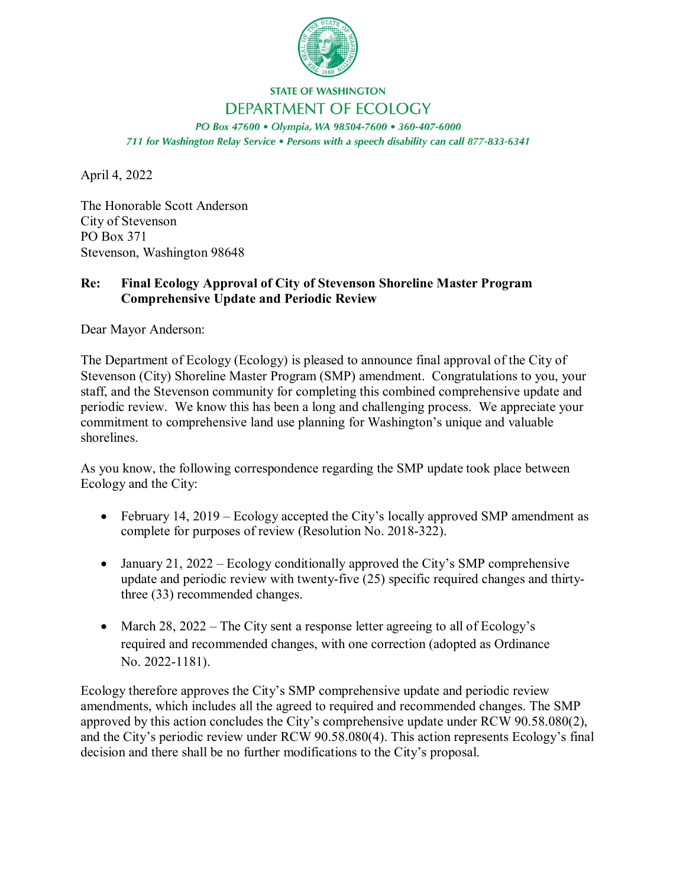STATE OF WASHINGTON

DEPARTMENT OF ECOLOGY

*PO Box 47600 • Olympia, WA 98504-7600 • 360-407-6000*

*711 for Washington Relay Service • Persons with a speech disability can call 877-833-6341*

April 4, 2022

The Honorable Scott Anderson
City of Stevenson
PO Box 371
Stevenson, Washington 98648

**Re: Final Ecology Approval of City of Stevenson Shoreline Master Program Comprehensive Update and Periodic Review**

Dear Mayor Anderson:

The Department of Ecology (Ecology) is pleased to announce final approval of the City of Stevenson (City) Shoreline Master Program (SMP) amendment. Congratulations to you, your staff, and the Stevenson community for completing this combined comprehensive update and periodic review. We know this has been a long and challenging process. We appreciate your commitment to comprehensive land use planning for Washington's unique and valuable shorelines.

As you know, the following correspondence regarding the SMP update took place between Ecology and the City:

- February 14, 2019 – Ecology accepted the City's locally approved SMP amendment as complete for purposes of review (Resolution No. 2018-322).
- January 21, 2022 – Ecology conditionally approved the City's SMP comprehensive update and periodic review with twenty-five (25) specific required changes and thirty-three (33) recommended changes.
- March 28, 2022 – The City sent a response letter agreeing to all of Ecology's required and recommended changes, with one correction (adopted as Ordinance No. 2022-1181).

Ecology therefore approves the City's SMP comprehensive update and periodic review amendments, which includes all the agreed to required and recommended changes. The SMP approved by this action concludes the City's comprehensive update under RCW 90.58.080(2), and the City's periodic review under RCW 90.58.080(4). This action represents Ecology's final decision and there shall be no further modifications to the City's proposal.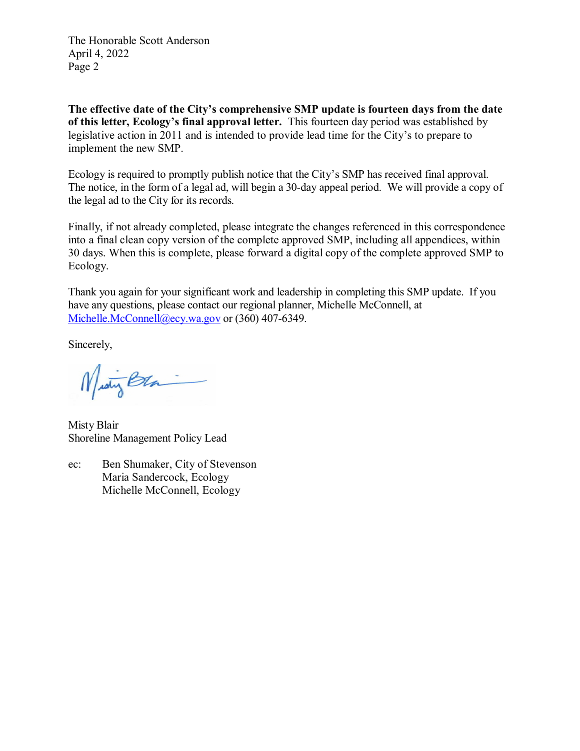**The effective date of the City's comprehensive SMP update is fourteen days from the date of this letter, Ecology's final approval letter.** This fourteen day period was established by legislative action in 2011 and is intended to provide lead time for the City's to prepare to implement the new SMP.

Ecology is required to promptly publish notice that the City's SMP has received final approval. The notice, in the form of a legal ad, will begin a 30-day appeal period. We will provide a copy of the legal ad to the City for its records.

Finally, if not already completed, please integrate the changes referenced in this correspondence into a final clean copy version of the complete approved SMP, including all appendices, within 30 days. When this is complete, please forward a digital copy of the complete approved SMP to Ecology.

Thank you again for your significant work and leadership in completing this SMP update. If you have any questions, please contact our regional planner, Michelle McConnell, at Michelle.McConnell@ecy.wa.gov or (360) 407-6349.

Sincerely,

Misty Blair
Shoreline Management Policy Lead

ec: Ben Shumaker, City of Stevenson
Maria Sandercock, Ecology
Michelle McConnell, Ecology